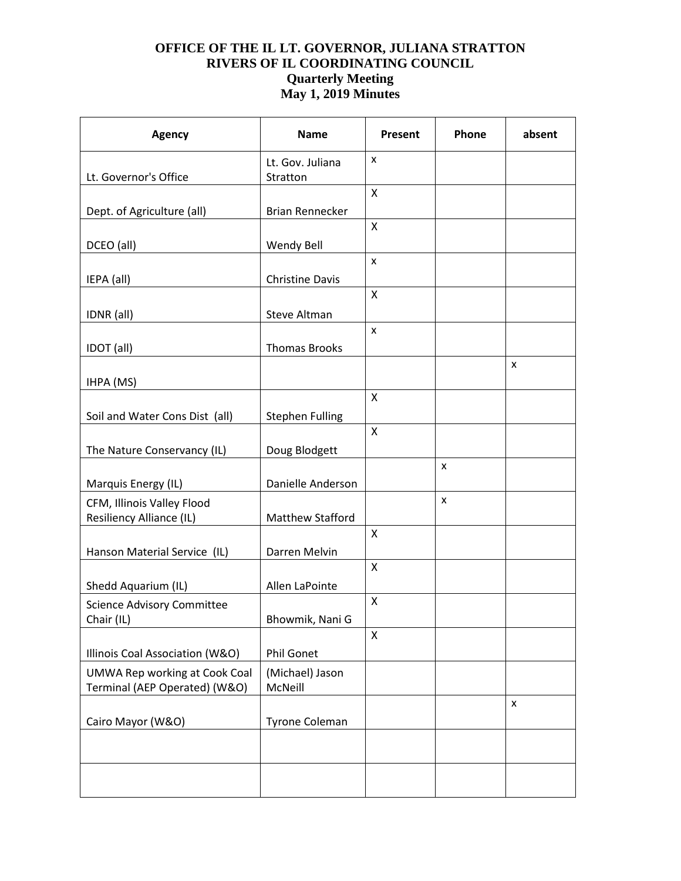**OFFICE OF THE IL LT. GOVERNOR, JULIANA STRATTON**
**RIVERS OF IL COORDINATING COUNCIL**
**Quarterly Meeting**
**May 1, 2019 Minutes**

| Agency | Name | Present | Phone | absent |
|---|---|---|---|---|
| Lt. Governor's Office | Lt. Gov. Juliana Stratton | x | | |
| Dept. of Agriculture (all) | Brian Rennecker | X | | |
| DCEO (all) | Wendy Bell | X | | |
| IEPA (all) | Christine Davis | x | | |
| IDNR (all) | Steve Altman | X | | |
| IDOT (all) | Thomas Brooks | x | | |
| IHPA (MS) | | | | x |
| Soil and Water Cons Dist (all) | Stephen Fulling | X | | |
| The Nature Conservancy (IL) | Doug Blodgett | X | | |
| Marquis Energy (IL) | Danielle Anderson | | x | |
| CFM, Illinois Valley Flood Resiliency Alliance (IL) | Matthew Stafford | | x | |
| Hanson Material Service (IL) | Darren Melvin | X | | |
| Shedd Aquarium (IL) | Allen LaPointe | X | | |
| Science Advisory Committee Chair (IL) | Bhowmik, Nani G | X | | |
| Illinois Coal Association (W&O) | Phil Gonet | X | | |
| UMWA Rep working at Cook Coal Terminal (AEP Operated) (W&O) | (Michael) Jason McNeill | | | |
| Cairo Mayor (W&O) | Tyrone Coleman | | | x |
| | | | | |
| | | | | |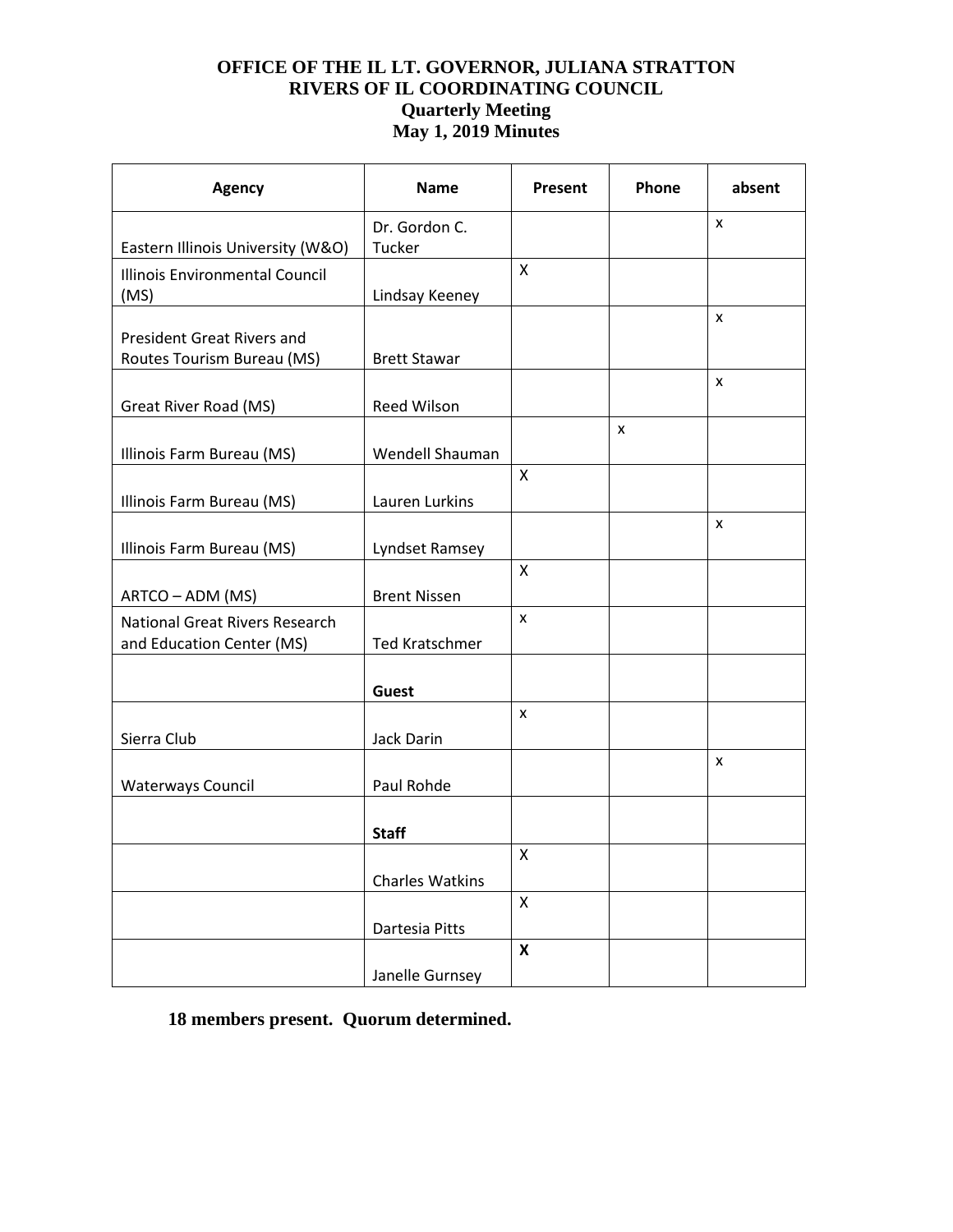**OFFICE OF THE IL LT. GOVERNOR, JULIANA STRATTON**
**RIVERS OF IL COORDINATING COUNCIL**
**Quarterly Meeting**
**May 1, 2019 Minutes**

| Agency | Name | Present | Phone | absent |
|---|---|---|---|---|
| Eastern Illinois University (W&O) | Dr. Gordon C. Tucker | | | x |
| Illinois Environmental Council (MS) | Lindsay Keeney | X | | |
| President Great Rivers and Routes Tourism Bureau (MS) | Brett Stawar | | | x |
| Great River Road (MS) | Reed Wilson | | | x |
| Illinois Farm Bureau (MS) | Wendell Shauman | | x | |
| Illinois Farm Bureau (MS) | Lauren Lurkins | X | | |
| Illinois Farm Bureau (MS) | Lyndset Ramsey | | | x |
| ARTCO – ADM (MS) | Brent Nissen | X | | |
| National Great Rivers Research and Education Center (MS) | Ted Kratschmer | x | | |
| | **Guest** | | | |
| Sierra Club | Jack Darin | x | | |
| Waterways Council | Paul Rohde | | | x |
| | **Staff** | | | |
| | Charles Watkins | X | | |
| | Dartesia Pitts | X | | |
| | Janelle Gurnsey | **X** | | |

**18 members present. Quorum determined.**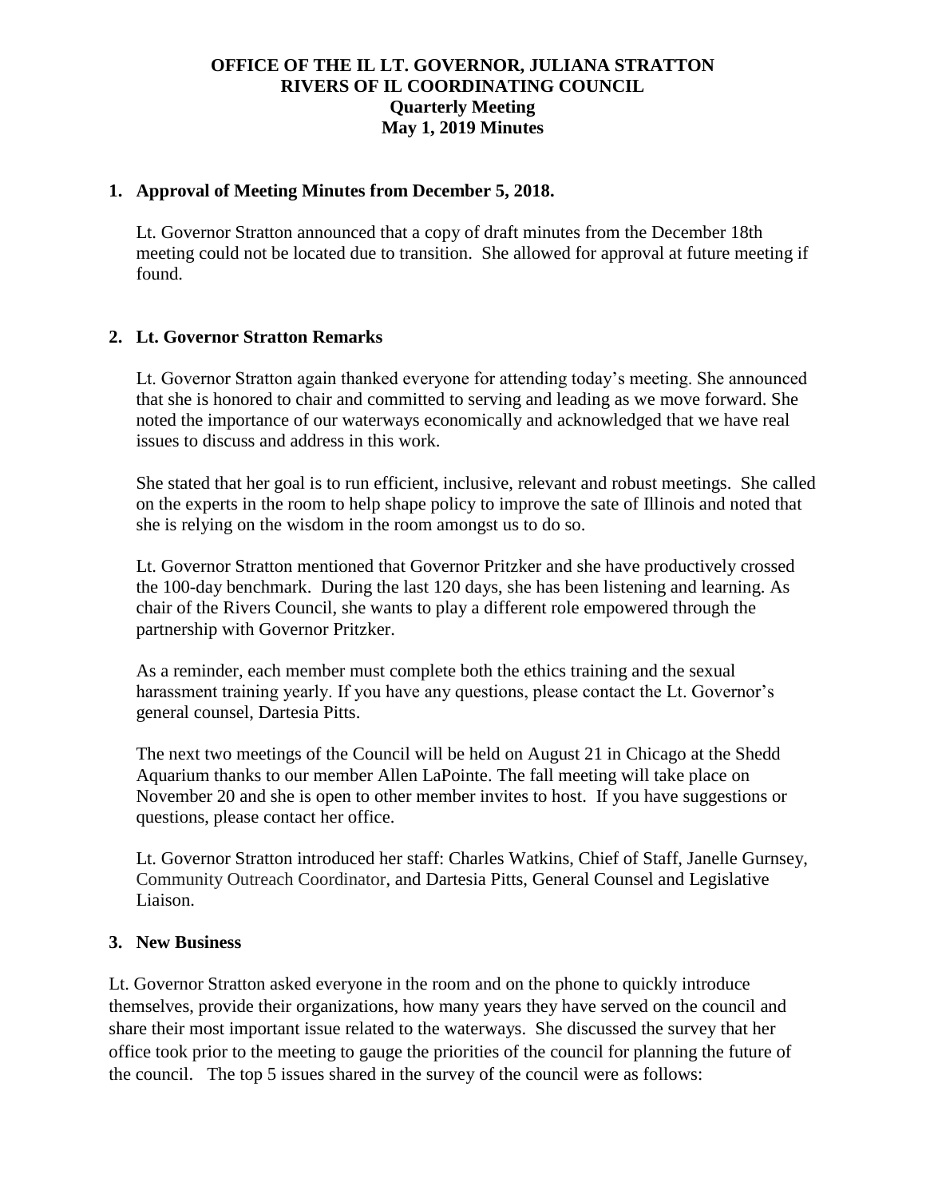**OFFICE OF THE IL LT. GOVERNOR, JULIANA STRATTON**
**RIVERS OF IL COORDINATING COUNCIL**
**Quarterly Meeting**
**May 1, 2019 Minutes**

## 1. Approval of Meeting Minutes from December 5, 2018.

Lt. Governor Stratton announced that a copy of draft minutes from the December 18th meeting could not be located due to transition. She allowed for approval at future meeting if found.

## 2. Lt. Governor Stratton Remarks

Lt. Governor Stratton again thanked everyone for attending today's meeting. She announced that she is honored to chair and committed to serving and leading as we move forward. She noted the importance of our waterways economically and acknowledged that we have real issues to discuss and address in this work.

She stated that her goal is to run efficient, inclusive, relevant and robust meetings. She called on the experts in the room to help shape policy to improve the sate of Illinois and noted that she is relying on the wisdom in the room amongst us to do so.

Lt. Governor Stratton mentioned that Governor Pritzker and she have productively crossed the 100-day benchmark. During the last 120 days, she has been listening and learning. As chair of the Rivers Council, she wants to play a different role empowered through the partnership with Governor Pritzker.

As a reminder, each member must complete both the ethics training and the sexual harassment training yearly. If you have any questions, please contact the Lt. Governor's general counsel, Dartesia Pitts.

The next two meetings of the Council will be held on August 21 in Chicago at the Shedd Aquarium thanks to our member Allen LaPointe. The fall meeting will take place on November 20 and she is open to other member invites to host. If you have suggestions or questions, please contact her office.

Lt. Governor Stratton introduced her staff: Charles Watkins, Chief of Staff, Janelle Gurnsey, Community Outreach Coordinator, and Dartesia Pitts, General Counsel and Legislative Liaison.

## 3. New Business

Lt. Governor Stratton asked everyone in the room and on the phone to quickly introduce themselves, provide their organizations, how many years they have served on the council and share their most important issue related to the waterways. She discussed the survey that her office took prior to the meeting to gauge the priorities of the council for planning the future of the council. The top 5 issues shared in the survey of the council were as follows: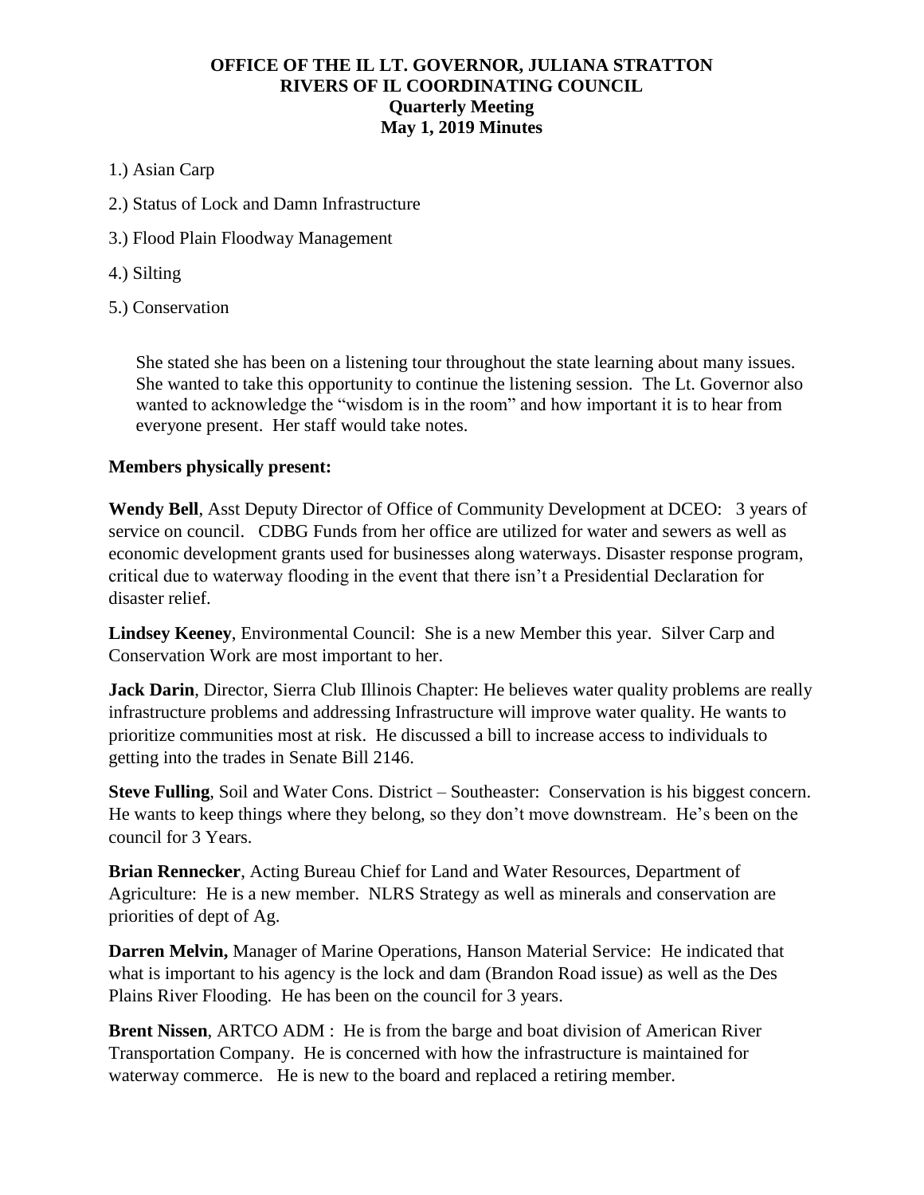**OFFICE OF THE IL LT. GOVERNOR, JULIANA STRATTON**
**RIVERS OF IL COORDINATING COUNCIL**
**Quarterly Meeting**
**May 1, 2019 Minutes**

1.) Asian Carp

2.) Status of Lock and Damn Infrastructure

3.) Flood Plain Floodway Management

4.) Silting

5.) Conservation

She stated she has been on a listening tour throughout the state learning about many issues. She wanted to take this opportunity to continue the listening session. The Lt. Governor also wanted to acknowledge the "wisdom is in the room" and how important it is to hear from everyone present. Her staff would take notes.

**Members physically present:**

**Wendy Bell**, Asst Deputy Director of Office of Community Development at DCEO: 3 years of service on council. CDBG Funds from her office are utilized for water and sewers as well as economic development grants used for businesses along waterways. Disaster response program, critical due to waterway flooding in the event that there isn't a Presidential Declaration for disaster relief.

**Lindsey Keeney**, Environmental Council: She is a new Member this year. Silver Carp and Conservation Work are most important to her.

**Jack Darin**, Director, Sierra Club Illinois Chapter: He believes water quality problems are really infrastructure problems and addressing Infrastructure will improve water quality. He wants to prioritize communities most at risk. He discussed a bill to increase access to individuals to getting into the trades in Senate Bill 2146.

**Steve Fulling**, Soil and Water Cons. District – Southeaster: Conservation is his biggest concern. He wants to keep things where they belong, so they don't move downstream. He's been on the council for 3 Years.

**Brian Rennecker**, Acting Bureau Chief for Land and Water Resources, Department of Agriculture: He is a new member. NLRS Strategy as well as minerals and conservation are priorities of dept of Ag.

**Darren Melvin,** Manager of Marine Operations, Hanson Material Service: He indicated that what is important to his agency is the lock and dam (Brandon Road issue) as well as the Des Plains River Flooding. He has been on the council for 3 years.

**Brent Nissen**, ARTCO ADM : He is from the barge and boat division of American River Transportation Company. He is concerned with how the infrastructure is maintained for waterway commerce. He is new to the board and replaced a retiring member.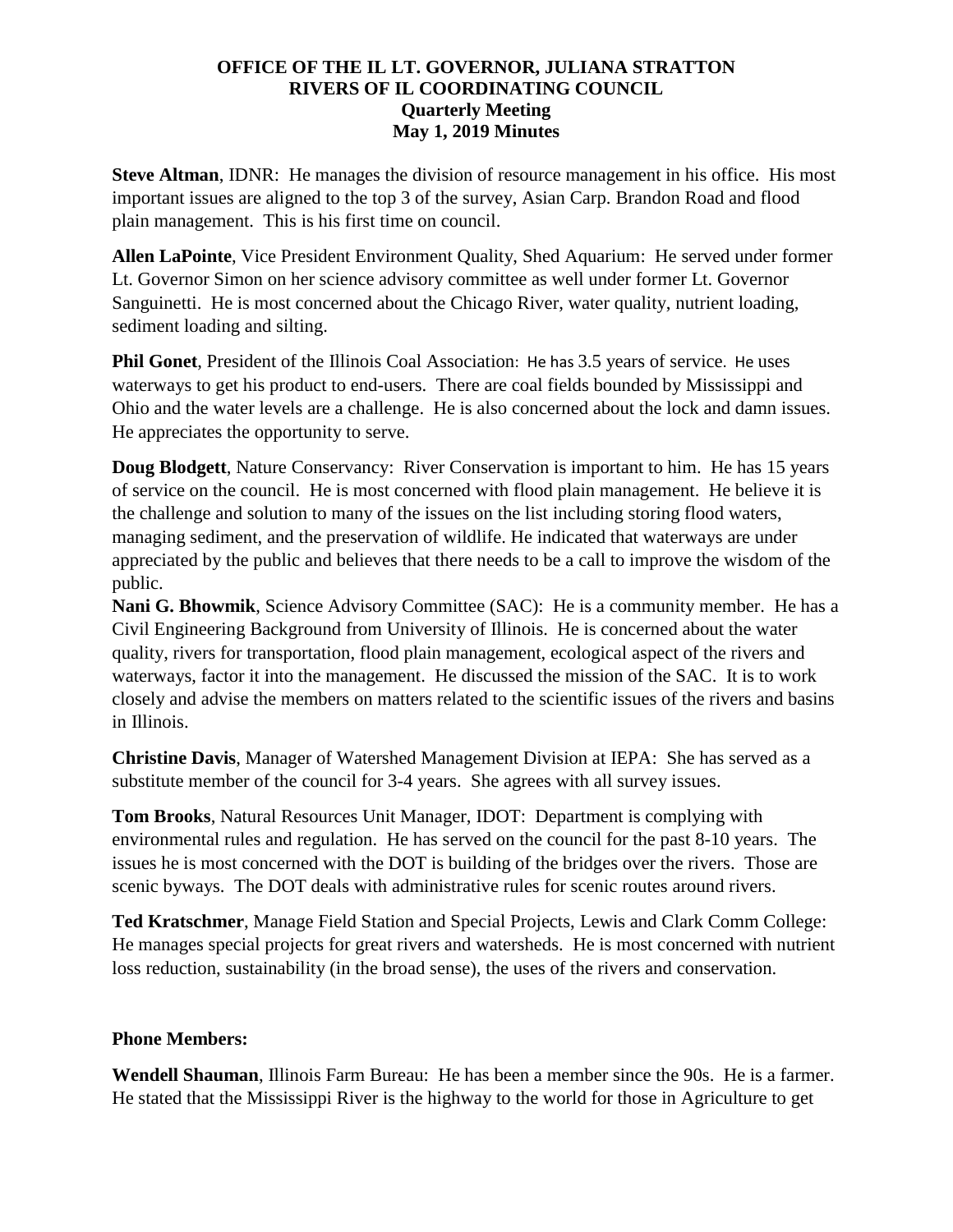**OFFICE OF THE IL LT. GOVERNOR, JULIANA STRATTON**
**RIVERS OF IL COORDINATING COUNCIL**
**Quarterly Meeting**
**May 1, 2019 Minutes**

**Steve Altman**, IDNR: He manages the division of resource management in his office. His most important issues are aligned to the top 3 of the survey, Asian Carp. Brandon Road and flood plain management. This is his first time on council.

**Allen LaPointe**, Vice President Environment Quality, Shed Aquarium: He served under former Lt. Governor Simon on her science advisory committee as well under former Lt. Governor Sanguinetti. He is most concerned about the Chicago River, water quality, nutrient loading, sediment loading and silting.

**Phil Gonet**, President of the Illinois Coal Association: He has 3.5 years of service. He uses waterways to get his product to end-users. There are coal fields bounded by Mississippi and Ohio and the water levels are a challenge. He is also concerned about the lock and damn issues. He appreciates the opportunity to serve.

**Doug Blodgett**, Nature Conservancy: River Conservation is important to him. He has 15 years of service on the council. He is most concerned with flood plain management. He believe it is the challenge and solution to many of the issues on the list including storing flood waters, managing sediment, and the preservation of wildlife. He indicated that waterways are under appreciated by the public and believes that there needs to be a call to improve the wisdom of the public.

**Nani G. Bhowmik**, Science Advisory Committee (SAC): He is a community member. He has a Civil Engineering Background from University of Illinois. He is concerned about the water quality, rivers for transportation, flood plain management, ecological aspect of the rivers and waterways, factor it into the management. He discussed the mission of the SAC. It is to work closely and advise the members on matters related to the scientific issues of the rivers and basins in Illinois.

**Christine Davis**, Manager of Watershed Management Division at IEPA: She has served as a substitute member of the council for 3-4 years. She agrees with all survey issues.

**Tom Brooks**, Natural Resources Unit Manager, IDOT: Department is complying with environmental rules and regulation. He has served on the council for the past 8-10 years. The issues he is most concerned with the DOT is building of the bridges over the rivers. Those are scenic byways. The DOT deals with administrative rules for scenic routes around rivers.

**Ted Kratschmer**, Manage Field Station and Special Projects, Lewis and Clark Comm College: He manages special projects for great rivers and watersheds. He is most concerned with nutrient loss reduction, sustainability (in the broad sense), the uses of the rivers and conservation.

**Phone Members:**

**Wendell Shauman**, Illinois Farm Bureau: He has been a member since the 90s. He is a farmer. He stated that the Mississippi River is the highway to the world for those in Agriculture to get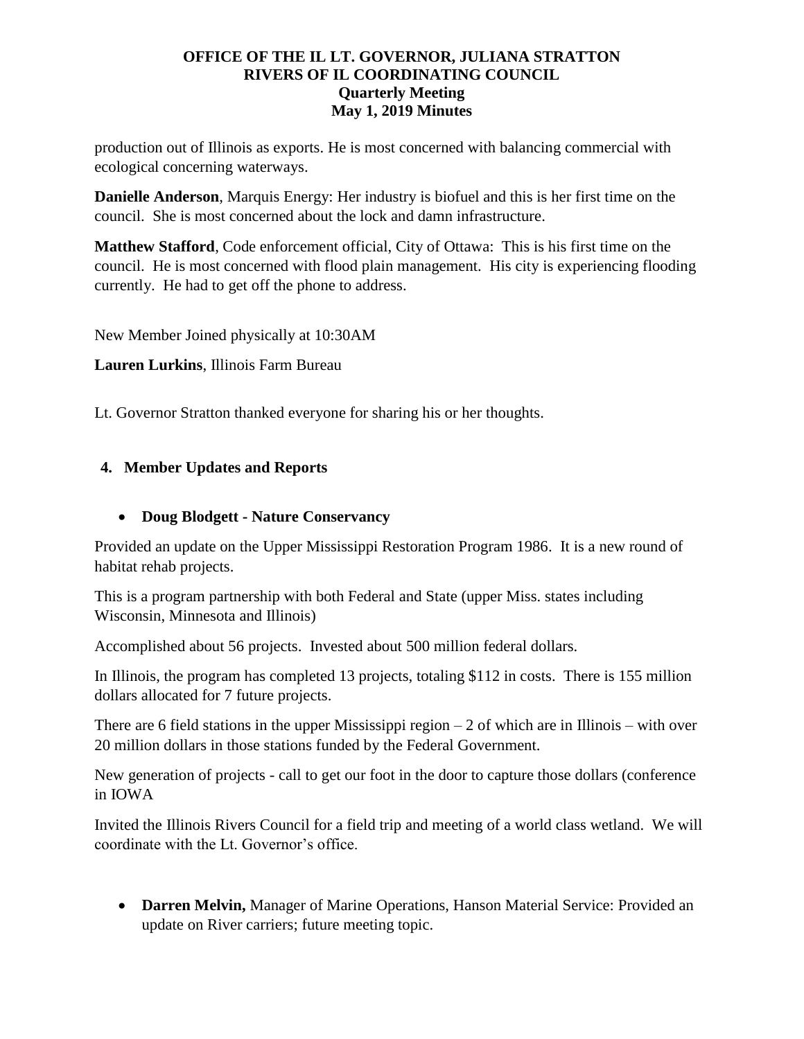production out of Illinois as exports. He is most concerned with balancing commercial with ecological concerning waterways.

**Danielle Anderson**, Marquis Energy: Her industry is biofuel and this is her first time on the council. She is most concerned about the lock and damn infrastructure.

**Matthew Stafford**, Code enforcement official, City of Ottawa: This is his first time on the council. He is most concerned with flood plain management. His city is experiencing flooding currently. He had to get off the phone to address.

New Member Joined physically at 10:30AM

**Lauren Lurkins**, Illinois Farm Bureau

Lt. Governor Stratton thanked everyone for sharing his or her thoughts.

## 4. Member Updates and Reports

- **Doug Blodgett - Nature Conservancy**

Provided an update on the Upper Mississippi Restoration Program 1986. It is a new round of habitat rehab projects.

This is a program partnership with both Federal and State (upper Miss. states including Wisconsin, Minnesota and Illinois)

Accomplished about 56 projects. Invested about 500 million federal dollars.

In Illinois, the program has completed 13 projects, totaling $112 in costs. There is 155 million dollars allocated for 7 future projects.

There are 6 field stations in the upper Mississippi region – 2 of which are in Illinois – with over 20 million dollars in those stations funded by the Federal Government.

New generation of projects - call to get our foot in the door to capture those dollars (conference in IOWA

Invited the Illinois Rivers Council for a field trip and meeting of a world class wetland. We will coordinate with the Lt. Governor's office.

- **Darren Melvin,** Manager of Marine Operations, Hanson Material Service: Provided an update on River carriers; future meeting topic.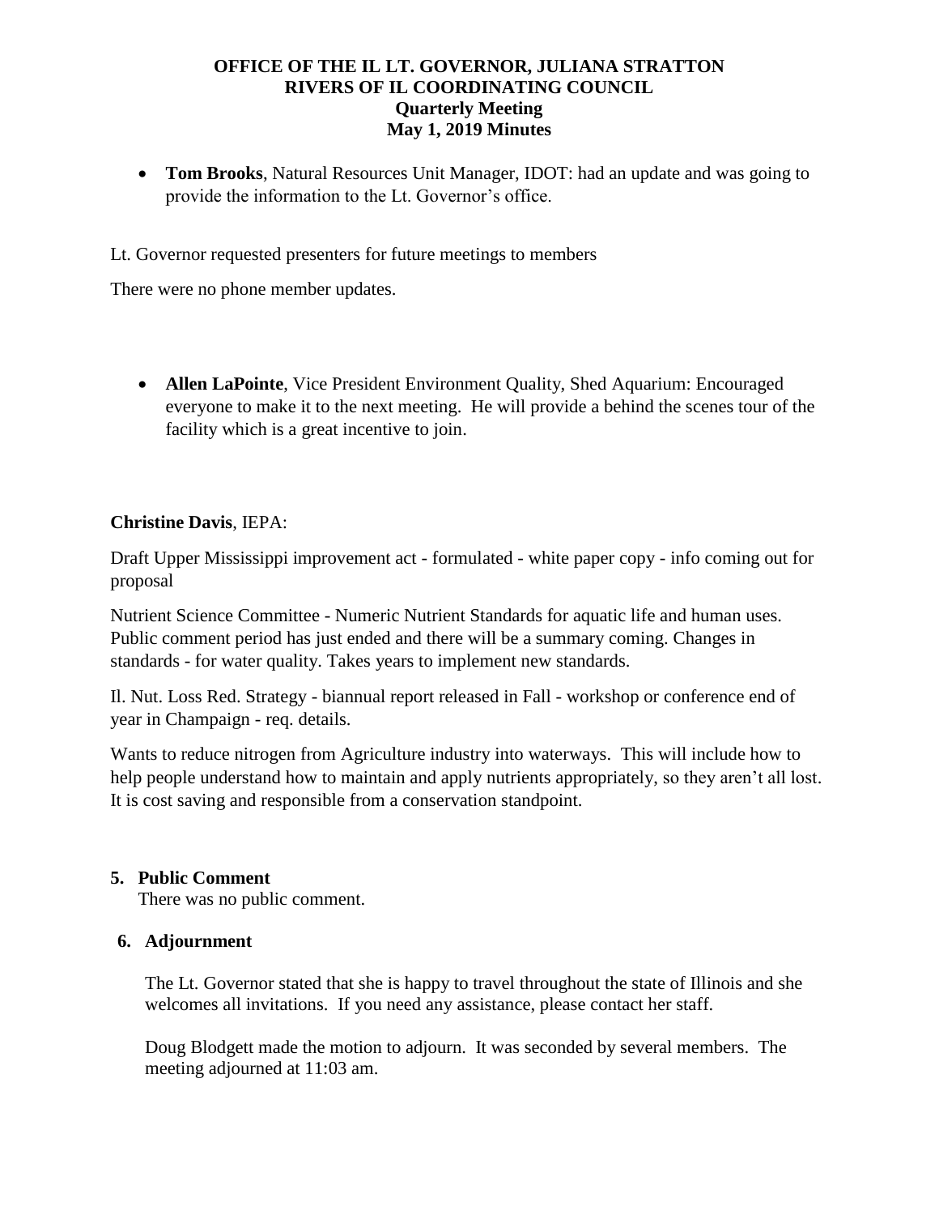**OFFICE OF THE IL LT. GOVERNOR, JULIANA STRATTON**
**RIVERS OF IL COORDINATING COUNCIL**
**Quarterly Meeting**
**May 1, 2019 Minutes**

- **Tom Brooks**, Natural Resources Unit Manager, IDOT: had an update and was going to provide the information to the Lt. Governor's office.

Lt. Governor requested presenters for future meetings to members

There were no phone member updates.

- **Allen LaPointe**, Vice President Environment Quality, Shed Aquarium: Encouraged everyone to make it to the next meeting. He will provide a behind the scenes tour of the facility which is a great incentive to join.

**Christine Davis**, IEPA:

Draft Upper Mississippi improvement act - formulated - white paper copy - info coming out for proposal

Nutrient Science Committee - Numeric Nutrient Standards for aquatic life and human uses. Public comment period has just ended and there will be a summary coming. Changes in standards - for water quality. Takes years to implement new standards.

Il. Nut. Loss Red. Strategy - biannual report released in Fall - workshop or conference end of year in Champaign - req. details.

Wants to reduce nitrogen from Agriculture industry into waterways. This will include how to help people understand how to maintain and apply nutrients appropriately, so they aren't all lost. It is cost saving and responsible from a conservation standpoint.

**5. Public Comment**

There was no public comment.

**6. Adjournment**

The Lt. Governor stated that she is happy to travel throughout the state of Illinois and she welcomes all invitations. If you need any assistance, please contact her staff.

Doug Blodgett made the motion to adjourn. It was seconded by several members. The meeting adjourned at 11:03 am.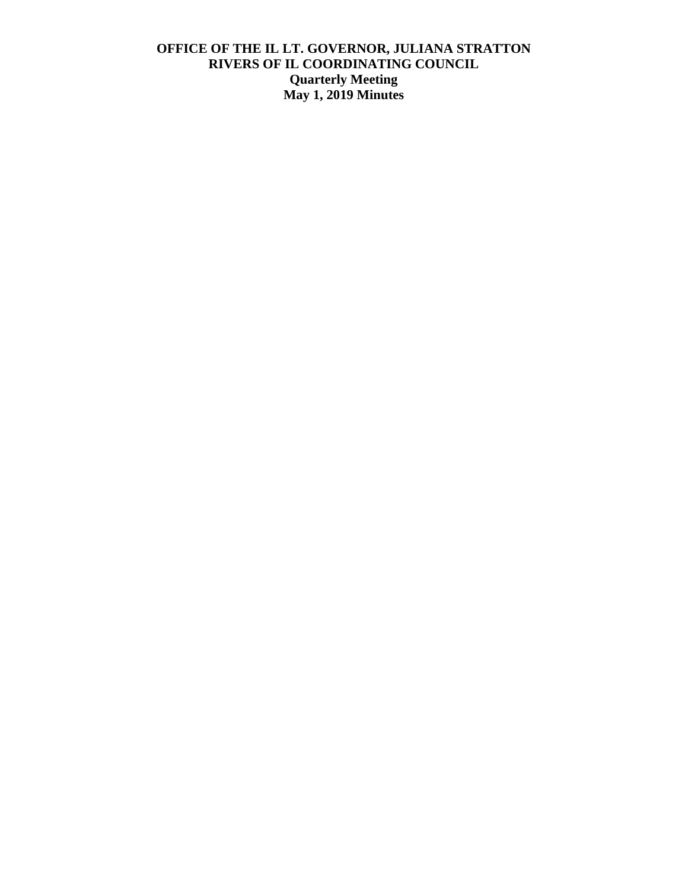**OFFICE OF THE IL LT. GOVERNOR, JULIANA STRATTON**
**RIVERS OF IL COORDINATING COUNCIL**
**Quarterly Meeting**
**May 1, 2019 Minutes**